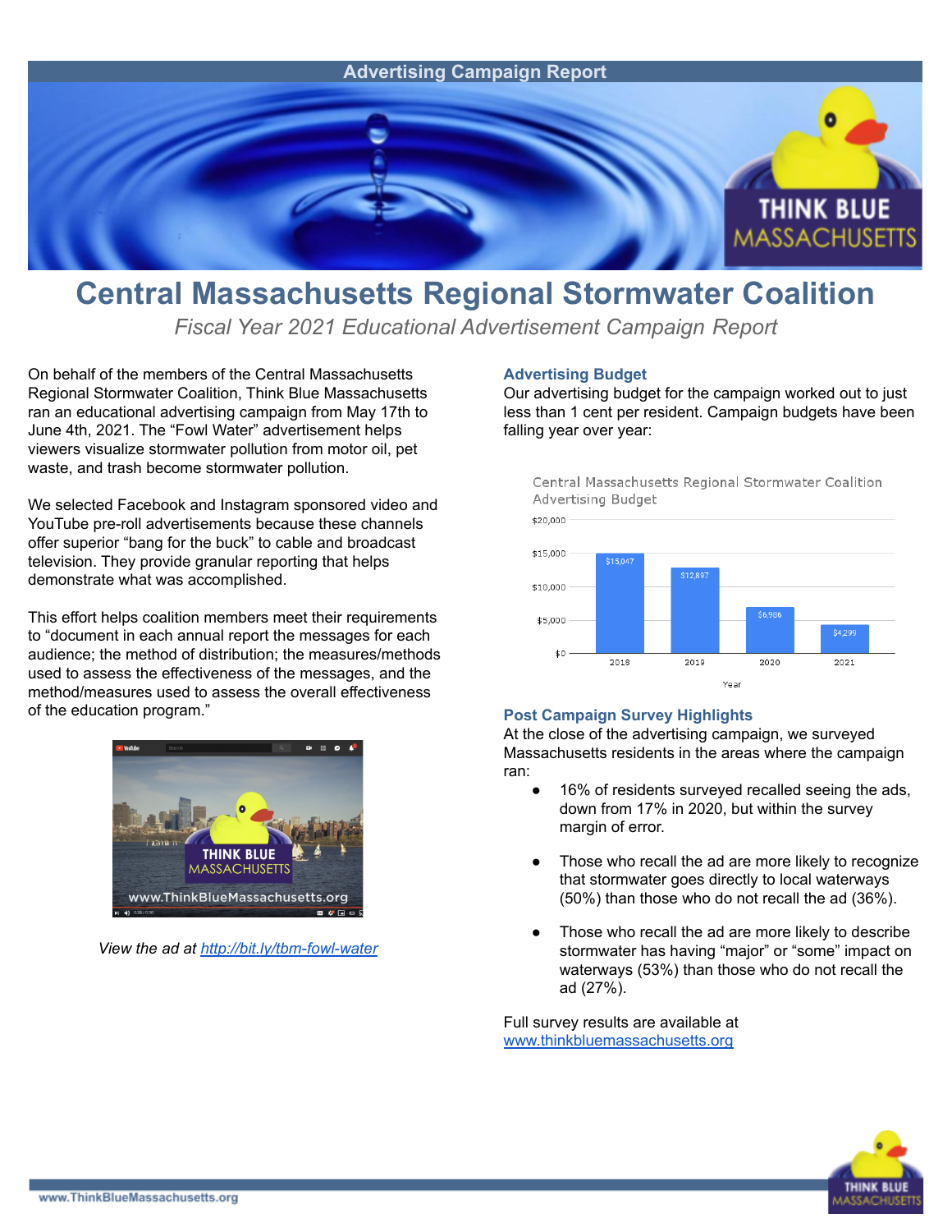Advertising Campaign Report

# Central Massachusetts Regional Stormwater Coalition

*Fiscal Year 2021 Educational Advertisement Campaign Report*

On behalf of the members of the Central Massachusetts Regional Stormwater Coalition, Think Blue Massachusetts ran an educational advertising campaign from May 17th to June 4th, 2021. The "Fowl Water" advertisement helps viewers visualize stormwater pollution from motor oil, pet waste, and trash become stormwater pollution.

We selected Facebook and Instagram sponsored video and YouTube pre-roll advertisements because these channels offer superior "bang for the buck" to cable and broadcast television. They provide granular reporting that helps demonstrate what was accomplished.

This effort helps coalition members meet their requirements to "document in each annual report the messages for each audience; the method of distribution; the measures/methods used to assess the effectiveness of the messages, and the method/measures used to assess the overall effectiveness of the education program."

*View the ad at [http://bit.ly/tbm-fowl-water](http://bit.ly/tbm-fowl-water)*

### Advertising Budget

Our advertising budget for the campaign worked out to just less than 1 cent per resident. Campaign budgets have been falling year over year:

Central Massachusetts Regional Stormwater Coalition Advertising Budget

| Year | Budget |
|---|---|
| 2018 | $15,047 |
| 2019 | $12,897 |
| 2020 | $6,986 |
| 2021 | $4,299 |

### Post Campaign Survey Highlights

At the close of the advertising campaign, we surveyed Massachusetts residents in the areas where the campaign ran:

- 16% of residents surveyed recalled seeing the ads, down from 17% in 2020, but within the survey margin of error.
- Those who recall the ad are more likely to recognize that stormwater goes directly to local waterways (50%) than those who do not recall the ad (36%).
- Those who recall the ad are more likely to describe stormwater has having "major" or "some" impact on waterways (53%) than those who do not recall the ad (27%).

Full survey results are available at [www.thinkbluemassachusetts.org](www.thinkbluemassachusetts.org)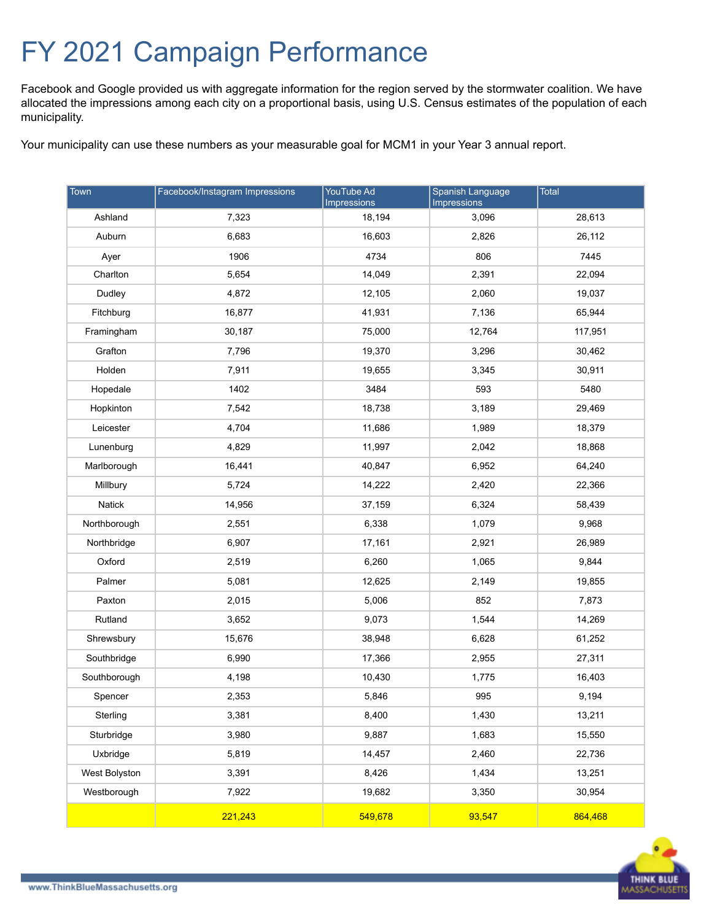# FY 2021 Campaign Performance

Facebook and Google provided us with aggregate information for the region served by the stormwater coalition. We have allocated the impressions among each city on a proportional basis, using U.S. Census estimates of the population of each municipality.

Your municipality can use these numbers as your measurable goal for MCM1 in your Year 3 annual report.

| Town | Facebook/Instagram Impressions | YouTube Ad Impressions | Spanish Language Impressions | Total |
|---|---|---|---|---|
| Ashland | 7,323 | 18,194 | 3,096 | 28,613 |
| Auburn | 6,683 | 16,603 | 2,826 | 26,112 |
| Ayer | 1906 | 4734 | 806 | 7445 |
| Charlton | 5,654 | 14,049 | 2,391 | 22,094 |
| Dudley | 4,872 | 12,105 | 2,060 | 19,037 |
| Fitchburg | 16,877 | 41,931 | 7,136 | 65,944 |
| Framingham | 30,187 | 75,000 | 12,764 | 117,951 |
| Grafton | 7,796 | 19,370 | 3,296 | 30,462 |
| Holden | 7,911 | 19,655 | 3,345 | 30,911 |
| Hopedale | 1402 | 3484 | 593 | 5480 |
| Hopkinton | 7,542 | 18,738 | 3,189 | 29,469 |
| Leicester | 4,704 | 11,686 | 1,989 | 18,379 |
| Lunenburg | 4,829 | 11,997 | 2,042 | 18,868 |
| Marlborough | 16,441 | 40,847 | 6,952 | 64,240 |
| Millbury | 5,724 | 14,222 | 2,420 | 22,366 |
| Natick | 14,956 | 37,159 | 6,324 | 58,439 |
| Northborough | 2,551 | 6,338 | 1,079 | 9,968 |
| Northbridge | 6,907 | 17,161 | 2,921 | 26,989 |
| Oxford | 2,519 | 6,260 | 1,065 | 9,844 |
| Palmer | 5,081 | 12,625 | 2,149 | 19,855 |
| Paxton | 2,015 | 5,006 | 852 | 7,873 |
| Rutland | 3,652 | 9,073 | 1,544 | 14,269 |
| Shrewsbury | 15,676 | 38,948 | 6,628 | 61,252 |
| Southbridge | 6,990 | 17,366 | 2,955 | 27,311 |
| Southborough | 4,198 | 10,430 | 1,775 | 16,403 |
| Spencer | 2,353 | 5,846 | 995 | 9,194 |
| Sterling | 3,381 | 8,400 | 1,430 | 13,211 |
| Sturbridge | 3,980 | 9,887 | 1,683 | 15,550 |
| Uxbridge | 5,819 | 14,457 | 2,460 | 22,736 |
| West Bolyston | 3,391 | 8,426 | 1,434 | 13,251 |
| Westborough | 7,922 | 19,682 | 3,350 | 30,954 |
| | 221,243 | 549,678 | 93,547 | 864,468 |